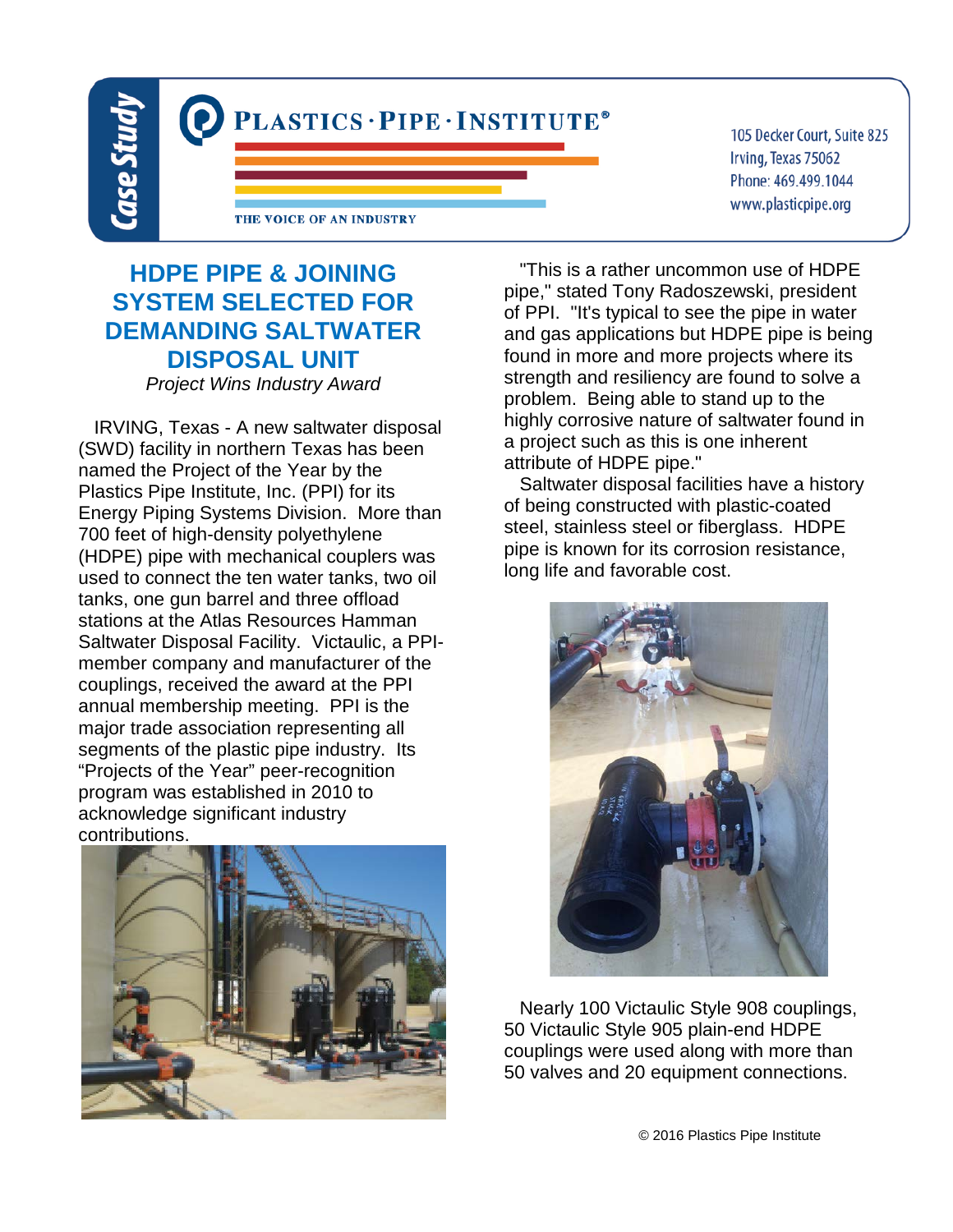Case Study

PLASTICS·PIPE·INSTITUTE®

THE VOICE OF AN INDUSTRY

105 Decker Court, Suite 825
Irving, Texas 75062
Phone: 469.499.1044
www.plasticpipe.org

# HDPE PIPE & JOINING SYSTEM SELECTED FOR DEMANDING SALTWATER DISPOSAL UNIT

*Project Wins Industry Award*

IRVING, Texas - A new saltwater disposal (SWD) facility in northern Texas has been named the Project of the Year by the Plastics Pipe Institute, Inc. (PPI) for its Energy Piping Systems Division. More than 700 feet of high-density polyethylene (HDPE) pipe with mechanical couplers was used to connect the ten water tanks, two oil tanks, one gun barrel and three offload stations at the Atlas Resources Hamman Saltwater Disposal Facility. Victaulic, a PPI-member company and manufacturer of the couplings, received the award at the PPI annual membership meeting. PPI is the major trade association representing all segments of the plastic pipe industry. Its "Projects of the Year" peer-recognition program was established in 2010 to acknowledge significant industry contributions.

"This is a rather uncommon use of HDPE pipe," stated Tony Radoszewski, president of PPI. "It's typical to see the pipe in water and gas applications but HDPE pipe is being found in more and more projects where its strength and resiliency are found to solve a problem. Being able to stand up to the highly corrosive nature of saltwater found in a project such as this is one inherent attribute of HDPE pipe."

Saltwater disposal facilities have a history of being constructed with plastic-coated steel, stainless steel or fiberglass. HDPE pipe is known for its corrosion resistance, long life and favorable cost.

Nearly 100 Victaulic Style 908 couplings, 50 Victaulic Style 905 plain-end HDPE couplings were used along with more than 50 valves and 20 equipment connections.

© 2016 Plastics Pipe Institute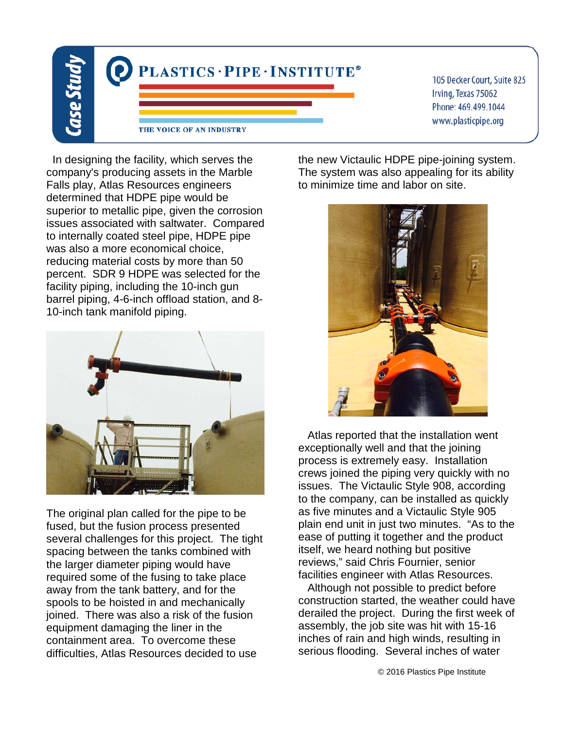In designing the facility, which serves the company's producing assets in the Marble Falls play, Atlas Resources engineers determined that HDPE pipe would be superior to metallic pipe, given the corrosion issues associated with saltwater. Compared to internally coated steel pipe, HDPE pipe was also a more economical choice, reducing material costs by more than 50 percent. SDR 9 HDPE was selected for the facility piping, including the 10-inch gun barrel piping, 4-6-inch offload station, and 8-10-inch tank manifold piping.

The original plan called for the pipe to be fused, but the fusion process presented several challenges for this project. The tight spacing between the tanks combined with the larger diameter piping would have required some of the fusing to take place away from the tank battery, and for the spools to be hoisted in and mechanically joined. There was also a risk of the fusion equipment damaging the liner in the containment area. To overcome these difficulties, Atlas Resources decided to use the new Victaulic HDPE pipe-joining system. The system was also appealing for its ability to minimize time and labor on site.

Atlas reported that the installation went exceptionally well and that the joining process is extremely easy. Installation crews joined the piping very quickly with no issues. The Victaulic Style 908, according to the company, can be installed as quickly as five minutes and a Victaulic Style 905 plain end unit in just two minutes. “As to the ease of putting it together and the product itself, we heard nothing but positive reviews,” said Chris Fournier, senior facilities engineer with Atlas Resources.

Although not possible to predict before construction started, the weather could have derailed the project. During the first week of assembly, the job site was hit with 15-16 inches of rain and high winds, resulting in serious flooding. Several inches of water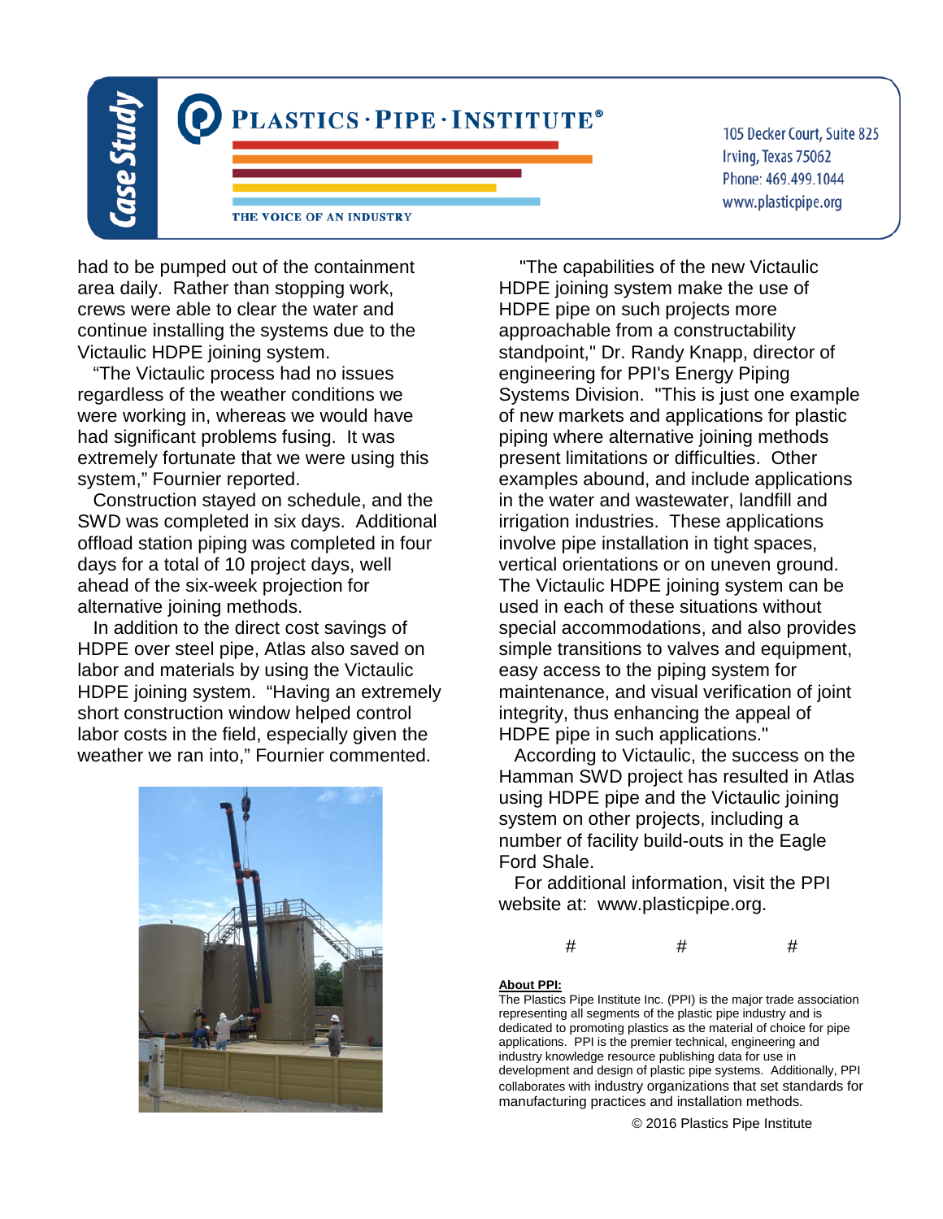had to be pumped out of the containment area daily. Rather than stopping work, crews were able to clear the water and continue installing the systems due to the Victaulic HDPE joining system.

"The Victaulic process had no issues regardless of the weather conditions we were working in, whereas we would have had significant problems fusing. It was extremely fortunate that we were using this system," Fournier reported.

Construction stayed on schedule, and the SWD was completed in six days. Additional offload station piping was completed in four days for a total of 10 project days, well ahead of the six-week projection for alternative joining methods.

In addition to the direct cost savings of HDPE over steel pipe, Atlas also saved on labor and materials by using the Victaulic HDPE joining system. "Having an extremely short construction window helped control labor costs in the field, especially given the weather we ran into," Fournier commented.

"The capabilities of the new Victaulic HDPE joining system make the use of HDPE pipe on such projects more approachable from a constructability standpoint," Dr. Randy Knapp, director of engineering for PPI's Energy Piping Systems Division. "This is just one example of new markets and applications for plastic piping where alternative joining methods present limitations or difficulties. Other examples abound, and include applications in the water and wastewater, landfill and irrigation industries. These applications involve pipe installation in tight spaces, vertical orientations or on uneven ground. The Victaulic HDPE joining system can be used in each of these situations without special accommodations, and also provides simple transitions to valves and equipment, easy access to the piping system for maintenance, and visual verification of joint integrity, thus enhancing the appeal of HDPE pipe in such applications."

According to Victaulic, the success on the Hamman SWD project has resulted in Atlas using HDPE pipe and the Victaulic joining system on other projects, including a number of facility build-outs in the Eagle Ford Shale.

For additional information, visit the PPI website at: www.plasticpipe.org.

# # #

**About PPI:**
The Plastics Pipe Institute Inc. (PPI) is the major trade association representing all segments of the plastic pipe industry and is dedicated to promoting plastics as the material of choice for pipe applications. PPI is the premier technical, engineering and industry knowledge resource publishing data for use in development and design of plastic pipe systems. Additionally, PPI collaborates with industry organizations that set standards for manufacturing practices and installation methods.

© 2016 Plastics Pipe Institute